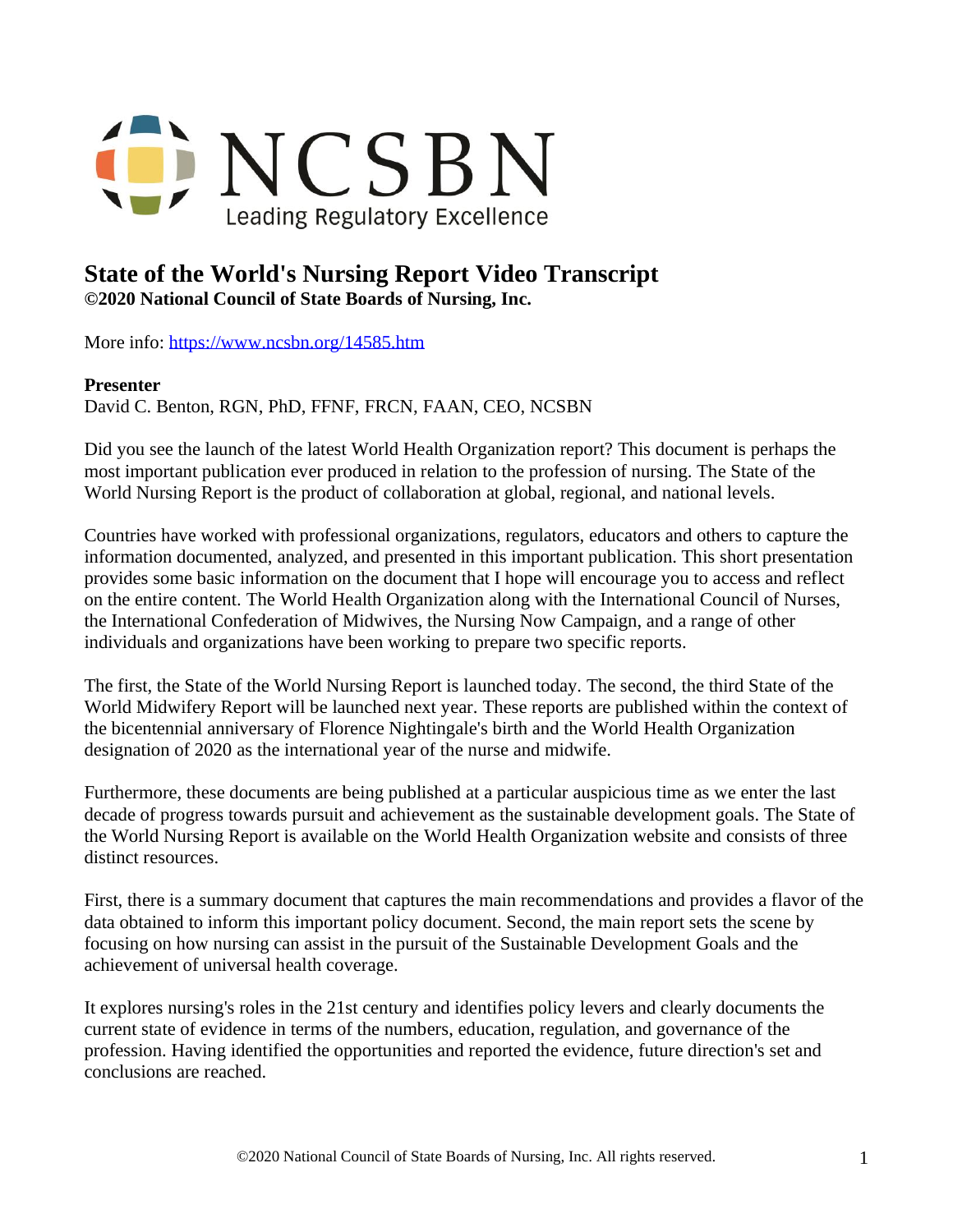NCSBN
Leading Regulatory Excellence

# State of the World's Nursing Report Video Transcript

**©2020 National Council of State Boards of Nursing, Inc.**

More info: https://www.ncsbn.org/14585.htm

**Presenter**

David C. Benton, RGN, PhD, FFNF, FRCN, FAAN, CEO, NCSBN

Did you see the launch of the latest World Health Organization report? This document is perhaps the most important publication ever produced in relation to the profession of nursing. The State of the World Nursing Report is the product of collaboration at global, regional, and national levels.

Countries have worked with professional organizations, regulators, educators and others to capture the information documented, analyzed, and presented in this important publication. This short presentation provides some basic information on the document that I hope will encourage you to access and reflect on the entire content. The World Health Organization along with the International Council of Nurses, the International Confederation of Midwives, the Nursing Now Campaign, and a range of other individuals and organizations have been working to prepare two specific reports.

The first, the State of the World Nursing Report is launched today. The second, the third State of the World Midwifery Report will be launched next year. These reports are published within the context of the bicentennial anniversary of Florence Nightingale's birth and the World Health Organization designation of 2020 as the international year of the nurse and midwife.

Furthermore, these documents are being published at a particular auspicious time as we enter the last decade of progress towards pursuit and achievement as the sustainable development goals. The State of the World Nursing Report is available on the World Health Organization website and consists of three distinct resources.

First, there is a summary document that captures the main recommendations and provides a flavor of the data obtained to inform this important policy document. Second, the main report sets the scene by focusing on how nursing can assist in the pursuit of the Sustainable Development Goals and the achievement of universal health coverage.

It explores nursing's roles in the 21st century and identifies policy levers and clearly documents the current state of evidence in terms of the numbers, education, regulation, and governance of the profession. Having identified the opportunities and reported the evidence, future direction's set and conclusions are reached.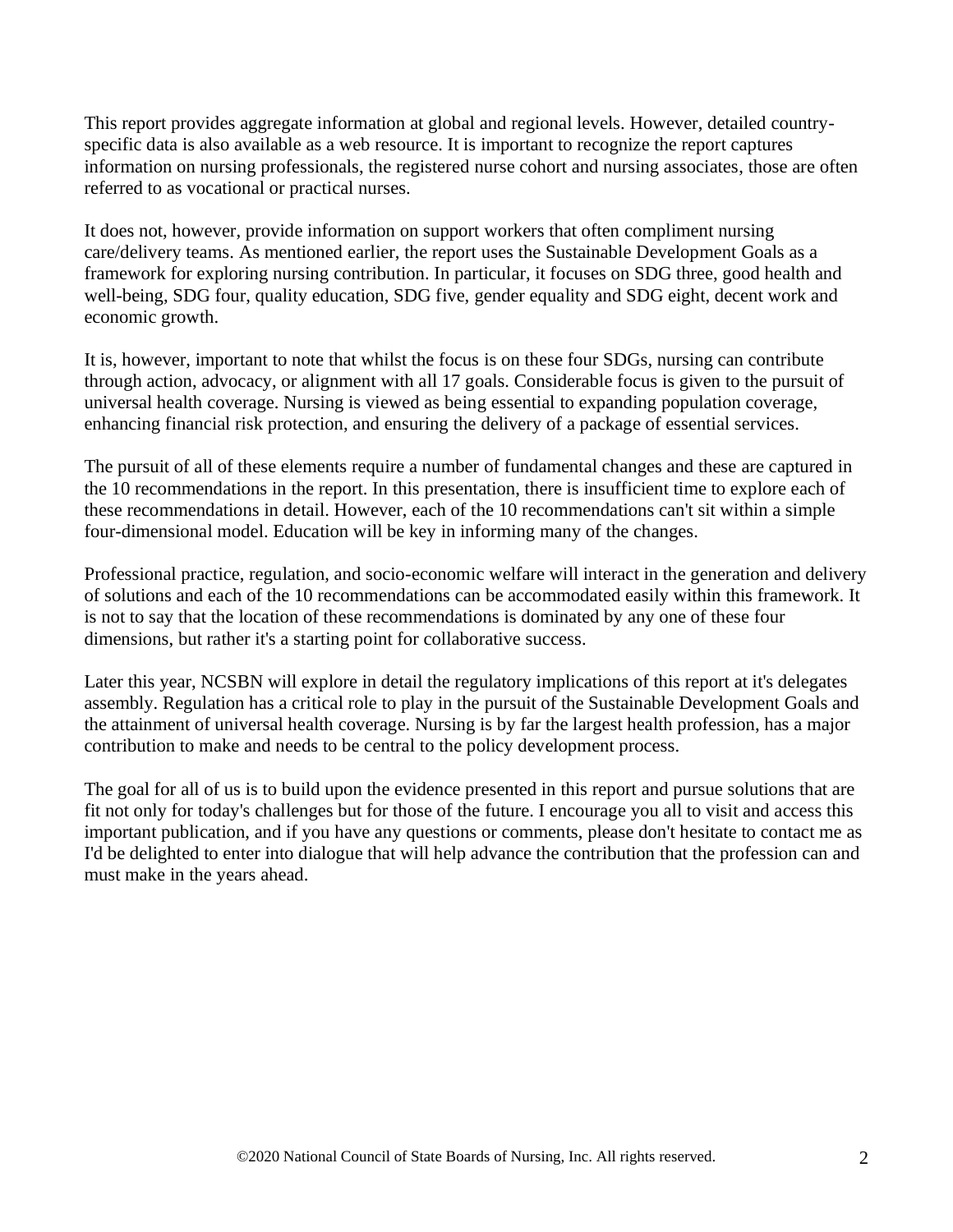This report provides aggregate information at global and regional levels. However, detailed country-specific data is also available as a web resource. It is important to recognize the report captures information on nursing professionals, the registered nurse cohort and nursing associates, those are often referred to as vocational or practical nurses.

It does not, however, provide information on support workers that often compliment nursing care/delivery teams. As mentioned earlier, the report uses the Sustainable Development Goals as a framework for exploring nursing contribution. In particular, it focuses on SDG three, good health and well-being, SDG four, quality education, SDG five, gender equality and SDG eight, decent work and economic growth.

It is, however, important to note that whilst the focus is on these four SDGs, nursing can contribute through action, advocacy, or alignment with all 17 goals. Considerable focus is given to the pursuit of universal health coverage. Nursing is viewed as being essential to expanding population coverage, enhancing financial risk protection, and ensuring the delivery of a package of essential services.

The pursuit of all of these elements require a number of fundamental changes and these are captured in the 10 recommendations in the report. In this presentation, there is insufficient time to explore each of these recommendations in detail. However, each of the 10 recommendations can't sit within a simple four-dimensional model. Education will be key in informing many of the changes.

Professional practice, regulation, and socio-economic welfare will interact in the generation and delivery of solutions and each of the 10 recommendations can be accommodated easily within this framework. It is not to say that the location of these recommendations is dominated by any one of these four dimensions, but rather it's a starting point for collaborative success.

Later this year, NCSBN will explore in detail the regulatory implications of this report at it's delegates assembly. Regulation has a critical role to play in the pursuit of the Sustainable Development Goals and the attainment of universal health coverage. Nursing is by far the largest health profession, has a major contribution to make and needs to be central to the policy development process.

The goal for all of us is to build upon the evidence presented in this report and pursue solutions that are fit not only for today's challenges but for those of the future. I encourage you all to visit and access this important publication, and if you have any questions or comments, please don't hesitate to contact me as I'd be delighted to enter into dialogue that will help advance the contribution that the profession can and must make in the years ahead.

©2020 National Council of State Boards of Nursing, Inc. All rights reserved.